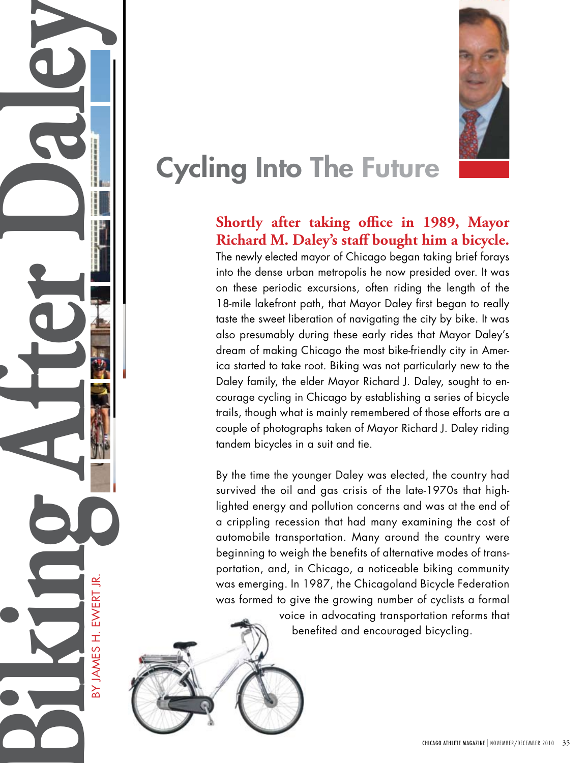# Biking After Daley

BY JAMES H. EWERT JR.

## Cycling Into The Future

**Shortly after taking office in 1989, Mayor Richard M. Daley's staff bought him a bicycle.** The newly elected mayor of Chicago began taking brief forays into the dense urban metropolis he now presided over. It was on these periodic excursions, often riding the length of the 18-mile lakefront path, that Mayor Daley first began to really taste the sweet liberation of navigating the city by bike. It was also presumably during these early rides that Mayor Daley's dream of making Chicago the most bike-friendly city in America started to take root. Biking was not particularly new to the Daley family, the elder Mayor Richard J. Daley, sought to encourage cycling in Chicago by establishing a series of bicycle trails, though what is mainly remembered of those efforts are a couple of photographs taken of Mayor Richard J. Daley riding tandem bicycles in a suit and tie.

By the time the younger Daley was elected, the country had survived the oil and gas crisis of the late-1970s that highlighted energy and pollution concerns and was at the end of a crippling recession that had many examining the cost of automobile transportation. Many around the country were beginning to weigh the benefits of alternative modes of transportation, and, in Chicago, a noticeable biking community was emerging. In 1987, the Chicagoland Bicycle Federation was formed to give the growing number of cyclists a formal voice in advocating transportation reforms that benefited and encouraged bicycling.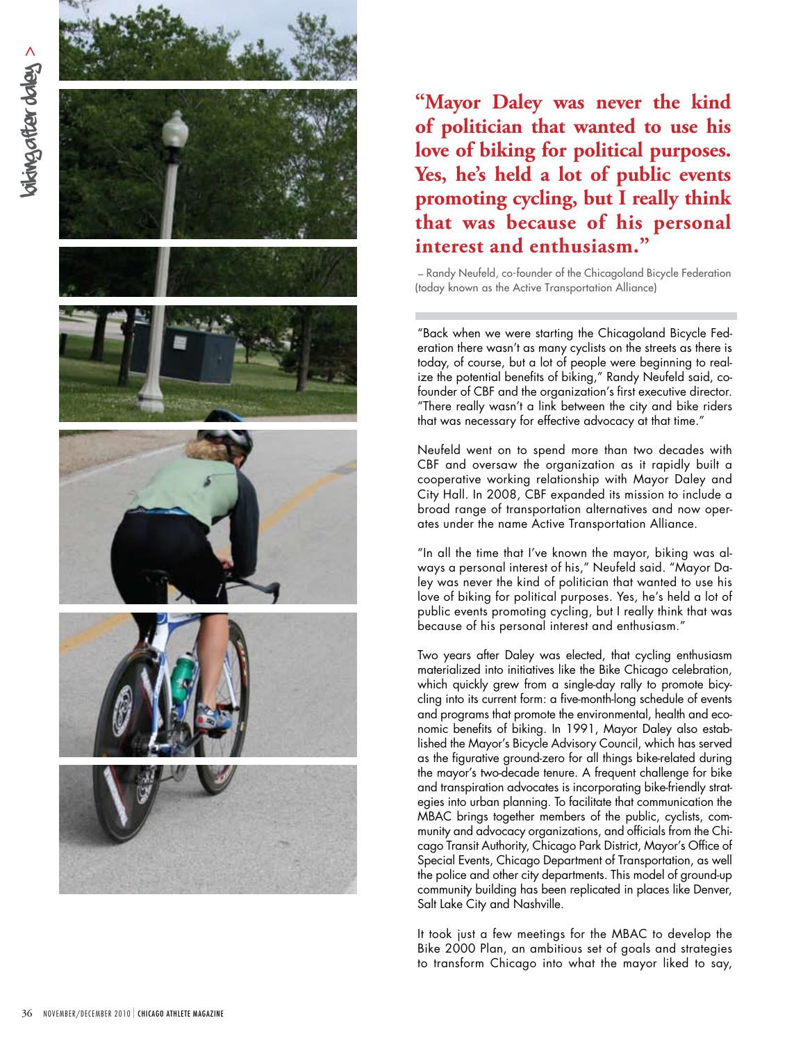> **"Mayor Daley was never the kind of politician that wanted to use his love of biking for political purposes. Yes, he's held a lot of public events promoting cycling, but I really think that was because of his personal interest and enthusiasm."**
>
> – Randy Neufeld, co-founder of the Chicagoland Bicycle Federation (today known as the Active Transportation Alliance)

"Back when we were starting the Chicagoland Bicycle Federation there wasn't as many cyclists on the streets as there is today, of course, but a lot of people were beginning to realize the potential benefits of biking," Randy Neufeld said, co-founder of CBF and the organization's first executive director. "There really wasn't a link between the city and bike riders that was necessary for effective advocacy at that time."

Neufeld went on to spend more than two decades with CBF and oversaw the organization as it rapidly built a cooperative working relationship with Mayor Daley and City Hall. In 2008, CBF expanded its mission to include a broad range of transportation alternatives and now operates under the name Active Transportation Alliance.

"In all the time that I've known the mayor, biking was always a personal interest of his," Neufeld said. "Mayor Daley was never the kind of politician that wanted to use his love of biking for political purposes. Yes, he's held a lot of public events promoting cycling, but I really think that was because of his personal interest and enthusiasm."

Two years after Daley was elected, that cycling enthusiasm materialized into initiatives like the Bike Chicago celebration, which quickly grew from a single-day rally to promote bicycling into its current form: a five-month-long schedule of events and programs that promote the environmental, health and economic benefits of biking. In 1991, Mayor Daley also established the Mayor's Bicycle Advisory Council, which has served as the figurative ground-zero for all things bike-related during the mayor's two-decade tenure. A frequent challenge for bike and transpiration advocates is incorporating bike-friendly strategies into urban planning. To facilitate that communication the MBAC brings together members of the public, cyclists, community and advocacy organizations, and officials from the Chicago Transit Authority, Chicago Park District, Mayor's Office of Special Events, Chicago Department of Transportation, as well the police and other city departments. This model of ground-up community building has been replicated in places like Denver, Salt Lake City and Nashville.

It took just a few meetings for the MBAC to develop the Bike 2000 Plan, an ambitious set of goals and strategies to transform Chicago into what the mayor liked to say,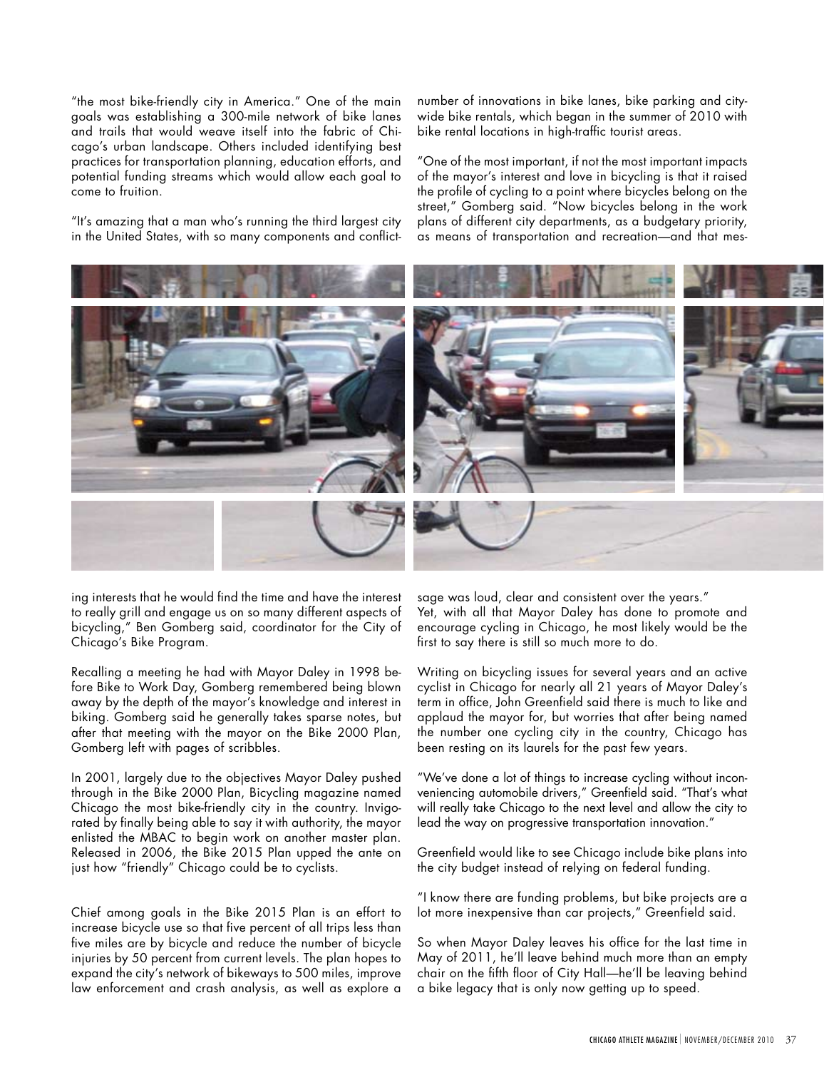"the most bike-friendly city in America." One of the main goals was establishing a 300-mile network of bike lanes and trails that would weave itself into the fabric of Chicago's urban landscape. Others included identifying best practices for transportation planning, education efforts, and potential funding streams which would allow each goal to come to fruition.

"It's amazing that a man who's running the third largest city in the United States, with so many components and conflicting interests that he would find the time and have the interest to really grill and engage us on so many different aspects of bicycling," Ben Gomberg said, coordinator for the City of Chicago's Bike Program.

Recalling a meeting he had with Mayor Daley in 1998 before Bike to Work Day, Gomberg remembered being blown away by the depth of the mayor's knowledge and interest in biking. Gomberg said he generally takes sparse notes, but after that meeting with the mayor on the Bike 2000 Plan, Gomberg left with pages of scribbles.

In 2001, largely due to the objectives Mayor Daley pushed through in the Bike 2000 Plan, Bicycling magazine named Chicago the most bike-friendly city in the country. Invigorated by finally being able to say it with authority, the mayor enlisted the MBAC to begin work on another master plan. Released in 2006, the Bike 2015 Plan upped the ante on just how "friendly" Chicago could be to cyclists.

Chief among goals in the Bike 2015 Plan is an effort to increase bicycle use so that five percent of all trips less than five miles are by bicycle and reduce the number of bicycle injuries by 50 percent from current levels. The plan hopes to expand the city's network of bikeways to 500 miles, improve law enforcement and crash analysis, as well as explore a number of innovations in bike lanes, bike parking and citywide bike rentals, which began in the summer of 2010 with bike rental locations in high-traffic tourist areas.

"One of the most important, if not the most important impacts of the mayor's interest and love in bicycling is that it raised the profile of cycling to a point where bicycles belong on the street," Gomberg said. "Now bicycles belong in the work plans of different city departments, as a budgetary priority, as means of transportation and recreation—and that message was loud, clear and consistent over the years."

Yet, with all that Mayor Daley has done to promote and encourage cycling in Chicago, he most likely would be the first to say there is still so much more to do.

Writing on bicycling issues for several years and an active cyclist in Chicago for nearly all 21 years of Mayor Daley's term in office, John Greenfield said there is much to like and applaud the mayor for, but worries that after being named the number one cycling city in the country, Chicago has been resting on its laurels for the past few years.

"We've done a lot of things to increase cycling without inconveniencing automobile drivers," Greenfield said. "That's what will really take Chicago to the next level and allow the city to lead the way on progressive transportation innovation."

Greenfield would like to see Chicago include bike plans into the city budget instead of relying on federal funding.

"I know there are funding problems, but bike projects are a lot more inexpensive than car projects," Greenfield said.

So when Mayor Daley leaves his office for the last time in May of 2011, he'll leave behind much more than an empty chair on the fifth floor of City Hall—he'll be leaving behind a bike legacy that is only now getting up to speed.